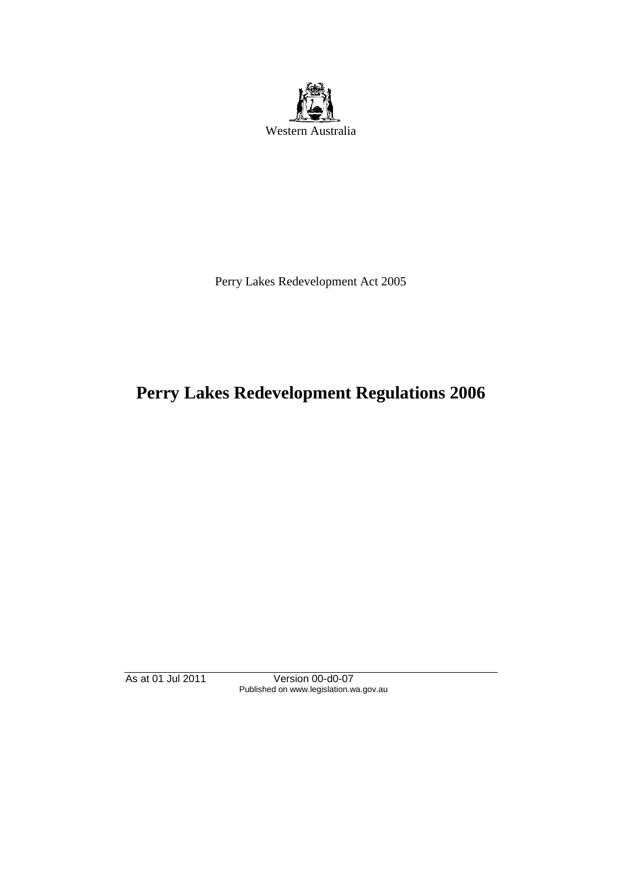Western Australia

Perry Lakes Redevelopment Act 2005

# Perry Lakes Redevelopment Regulations 2006

As at 01 Jul 2011 Version 00-d0-07
Published on www.legislation.wa.gov.au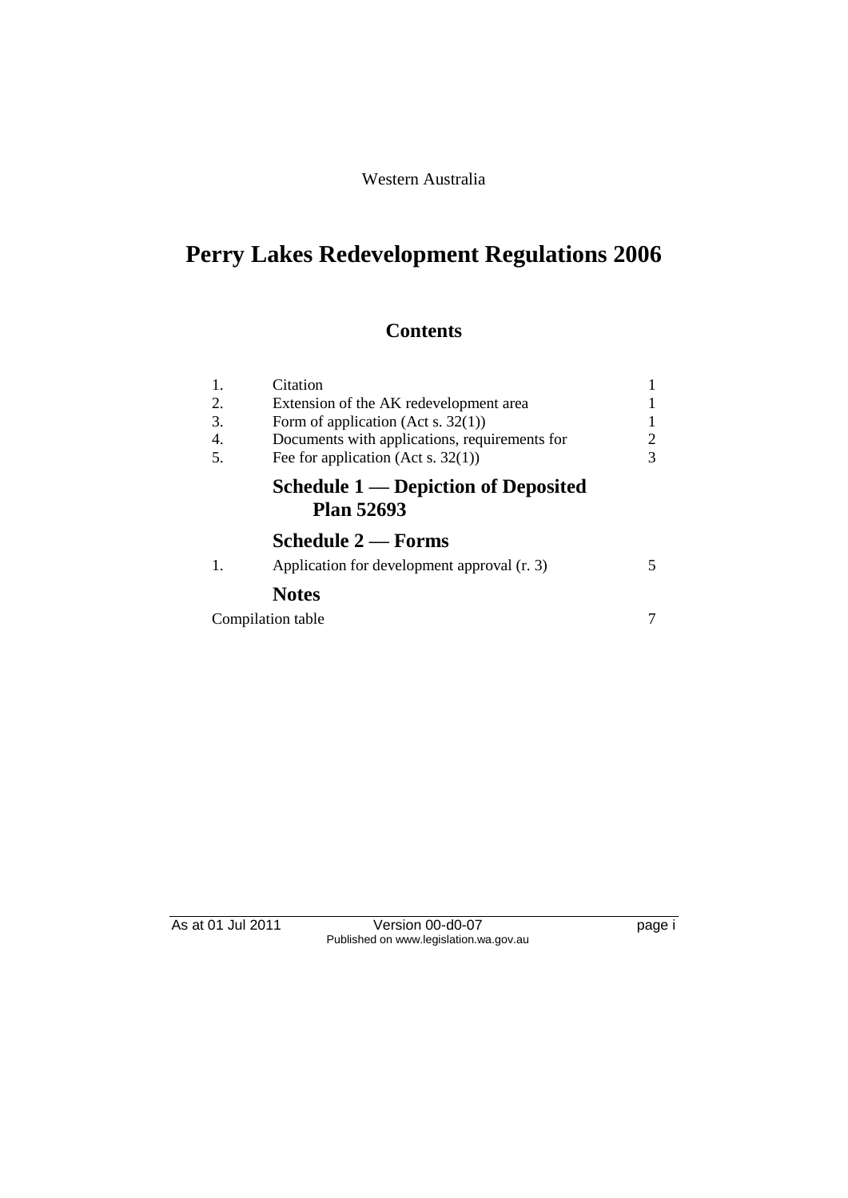Western Australia

# Perry Lakes Redevelopment Regulations 2006

## Contents

| | | |
|---|---|---|
| 1. | Citation | 1 |
| 2. | Extension of the AK redevelopment area | 1 |
| 3. | Form of application (Act s. 32(1)) | 1 |
| 4. | Documents with applications, requirements for | 2 |
| 5. | Fee for application (Act s. 32(1)) | 3 |

### Schedule 1 — Depiction of Deposited Plan 52693

### Schedule 2 — Forms

| | | |
|---|---|---|
| 1. | Application for development approval (r. 3) | 5 |

### Notes

| | |
|---|---|
| Compilation table | 7 |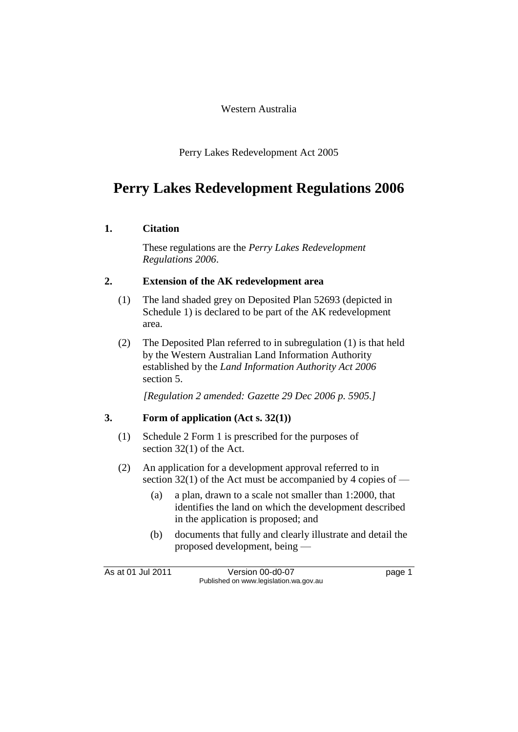Western Australia

Perry Lakes Redevelopment Act 2005

# Perry Lakes Redevelopment Regulations 2006

## 1. Citation

These regulations are the *Perry Lakes Redevelopment Regulations 2006*.

## 2. Extension of the AK redevelopment area

(1) The land shaded grey on Deposited Plan 52693 (depicted in Schedule 1) is declared to be part of the AK redevelopment area.

(2) The Deposited Plan referred to in subregulation (1) is that held by the Western Australian Land Information Authority established by the *Land Information Authority Act 2006* section 5.

*[Regulation 2 amended: Gazette 29 Dec 2006 p. 5905.]*

## 3. Form of application (Act s. 32(1))

(1) Schedule 2 Form 1 is prescribed for the purposes of section 32(1) of the Act.

(2) An application for a development approval referred to in section 32(1) of the Act must be accompanied by 4 copies of —

(a) a plan, drawn to a scale not smaller than 1:2000, that identifies the land on which the development described in the application is proposed; and

(b) documents that fully and clearly illustrate and detail the proposed development, being —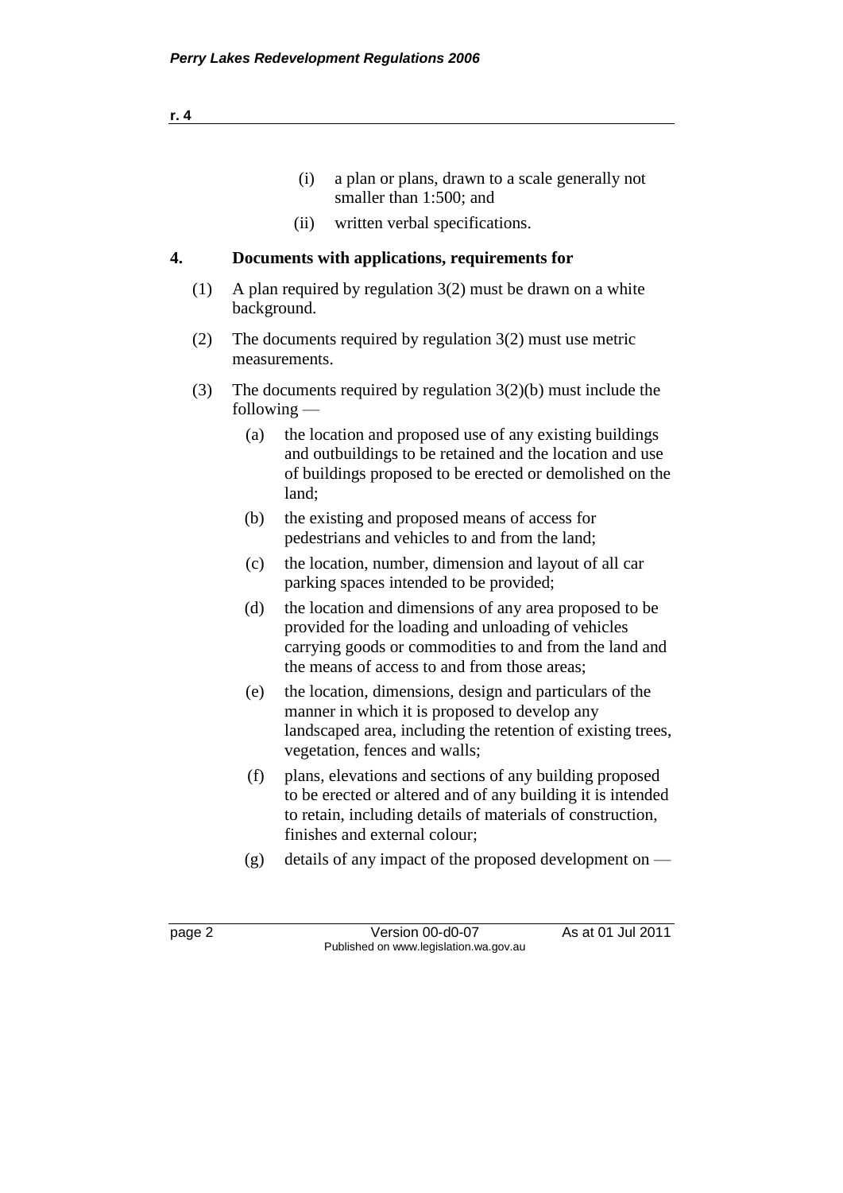(i) a plan or plans, drawn to a scale generally not smaller than 1:500; and

(ii) written verbal specifications.

**4. Documents with applications, requirements for**

(1) A plan required by regulation 3(2) must be drawn on a white background.

(2) The documents required by regulation 3(2) must use metric measurements.

(3) The documents required by regulation 3(2)(b) must include the following —

(a) the location and proposed use of any existing buildings and outbuildings to be retained and the location and use of buildings proposed to be erected or demolished on the land;

(b) the existing and proposed means of access for pedestrians and vehicles to and from the land;

(c) the location, number, dimension and layout of all car parking spaces intended to be provided;

(d) the location and dimensions of any area proposed to be provided for the loading and unloading of vehicles carrying goods or commodities to and from the land and the means of access to and from those areas;

(e) the location, dimensions, design and particulars of the manner in which it is proposed to develop any landscaped area, including the retention of existing trees, vegetation, fences and walls;

(f) plans, elevations and sections of any building proposed to be erected or altered and of any building it is intended to retain, including details of materials of construction, finishes and external colour;

(g) details of any impact of the proposed development on —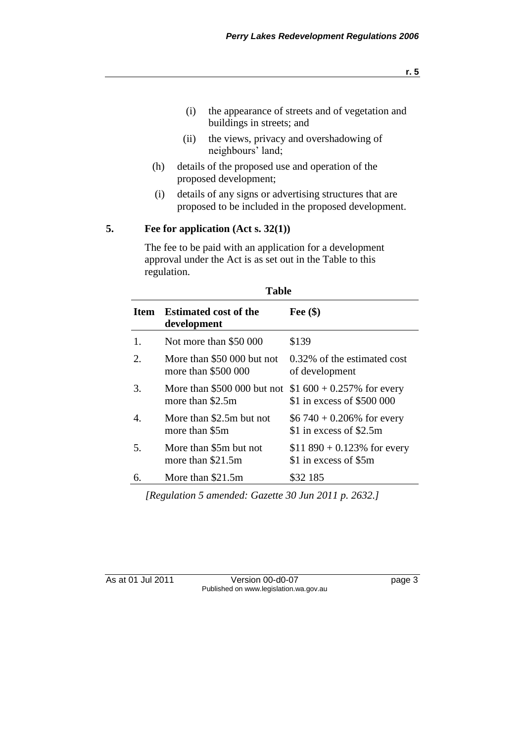(i) the appearance of streets and of vegetation and buildings in streets; and

(ii) the views, privacy and overshadowing of neighbours' land;

(h) details of the proposed use and operation of the proposed development;

(i) details of any signs or advertising structures that are proposed to be included in the proposed development.

## 5. Fee for application (Act s. 32(1))

The fee to be paid with an application for a development approval under the Act is as set out in the Table to this regulation.

**Table**

| Item | Estimated cost of the development | Fee ($) |
|---|---|---|
| 1. | Not more than $50 000 | $139 |
| 2. | More than $50 000 but not more than $500 000 | 0.32% of the estimated cost of development |
| 3. | More than $500 000 but not more than $2.5m | $1 600 + 0.257% for every $1 in excess of $500 000 |
| 4. | More than $2.5m but not more than $5m | $6 740 + 0.206% for every $1 in excess of $2.5m |
| 5. | More than $5m but not more than $21.5m | $11 890 + 0.123% for every $1 in excess of $5m |
| 6. | More than $21.5m | $32 185 |

*[Regulation 5 amended: Gazette 30 Jun 2011 p. 2632.]*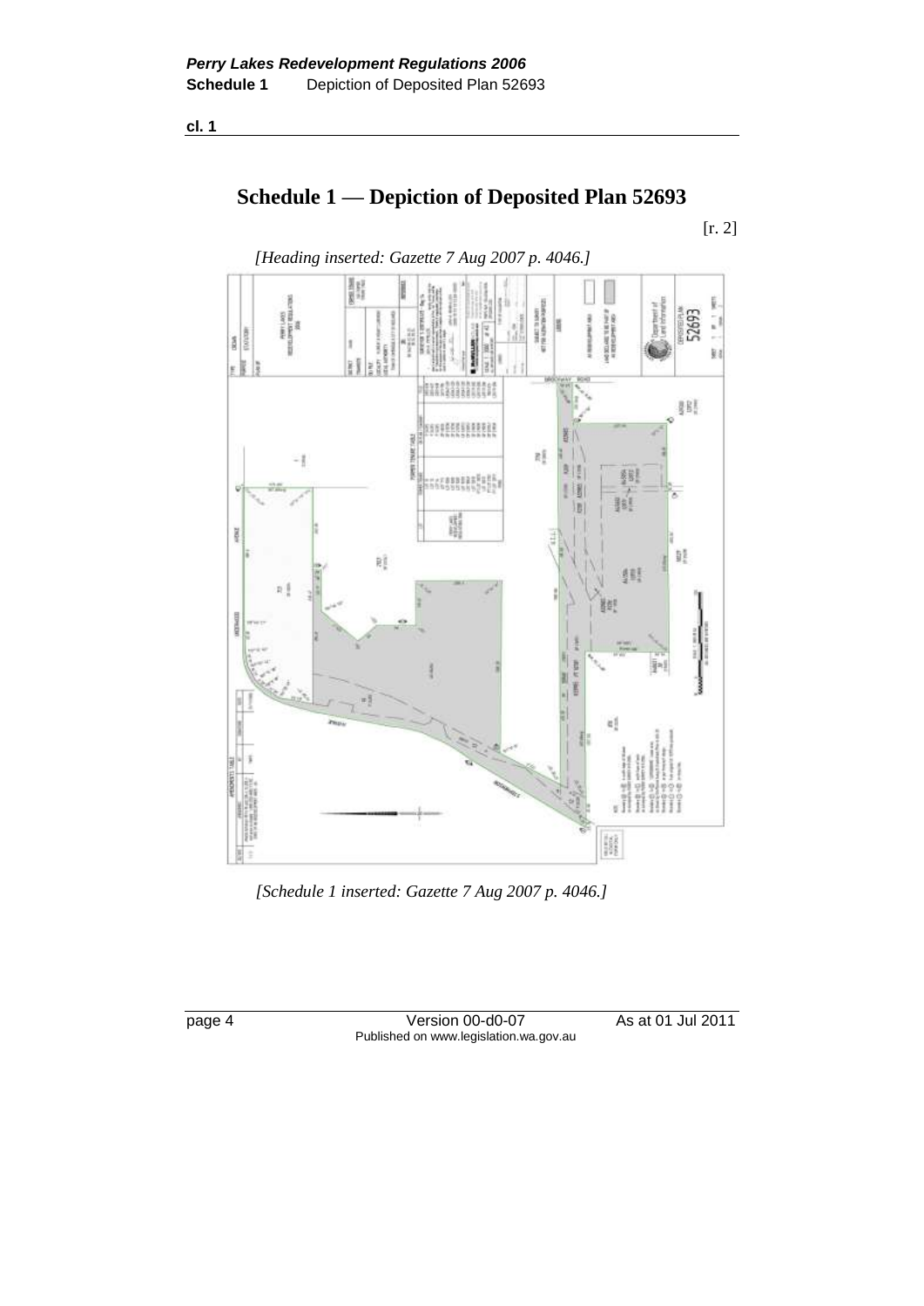cl. 1

# Schedule 1 — Depiction of Deposited Plan 52693

[r. 2]

*[Heading inserted: Gazette 7 Aug 2007 p. 4046.]*

*[Schedule 1 inserted: Gazette 7 Aug 2007 p. 4046.]*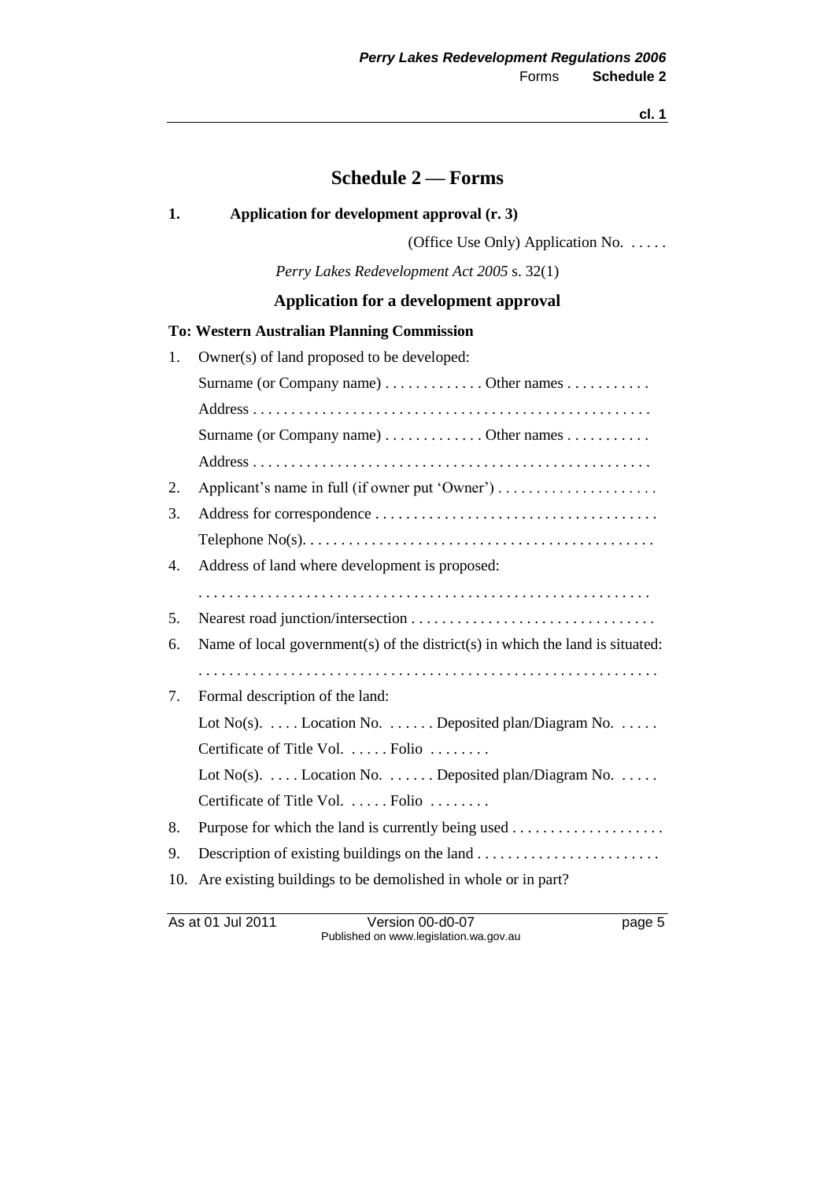# Schedule 2 — Forms

**1. Application for development approval (r. 3)**

(Office Use Only) Application No. . . . . .

*Perry Lakes Redevelopment Act 2005* s. 32(1)

## Application for a development approval

**To: Western Australian Planning Commission**

1. Owner(s) of land proposed to be developed:

   Surname (or Company name) . . . . . . . . . . . . . Other names . . . . . . . . . . .

   Address . . . . . . . . . . . . . . . . . . . . . . . . . . . . . . . . . . . . . . . . . . . . . . . . . . . .

   Surname (or Company name) . . . . . . . . . . . . . Other names . . . . . . . . . . .

   Address . . . . . . . . . . . . . . . . . . . . . . . . . . . . . . . . . . . . . . . . . . . . . . . . . . . .

2. Applicant's name in full (if owner put 'Owner') . . . . . . . . . . . . . . . . . . . . .

3. Address for correspondence . . . . . . . . . . . . . . . . . . . . . . . . . . . . . . . . . . . . .

   Telephone No(s). . . . . . . . . . . . . . . . . . . . . . . . . . . . . . . . . . . . . . . . . . . . .

4. Address of land where development is proposed:

   . . . . . . . . . . . . . . . . . . . . . . . . . . . . . . . . . . . . . . . . . . . . . . . . . . . . . . . . .

5. Nearest road junction/intersection . . . . . . . . . . . . . . . . . . . . . . . . . . . . . . . .

6. Name of local government(s) of the district(s) in which the land is situated:

   . . . . . . . . . . . . . . . . . . . . . . . . . . . . . . . . . . . . . . . . . . . . . . . . . . . . . . . . .

7. Formal description of the land:

   Lot No(s). . . . . Location No. . . . . . . Deposited plan/Diagram No. . . . . .

   Certificate of Title Vol. . . . . . Folio . . . . . . . .

   Lot No(s). . . . . Location No. . . . . . . Deposited plan/Diagram No. . . . . .

   Certificate of Title Vol. . . . . . Folio . . . . . . . .

8. Purpose for which the land is currently being used . . . . . . . . . . . . . . . . . . . .

9. Description of existing buildings on the land . . . . . . . . . . . . . . . . . . . . . . . .

10. Are existing buildings to be demolished in whole or in part?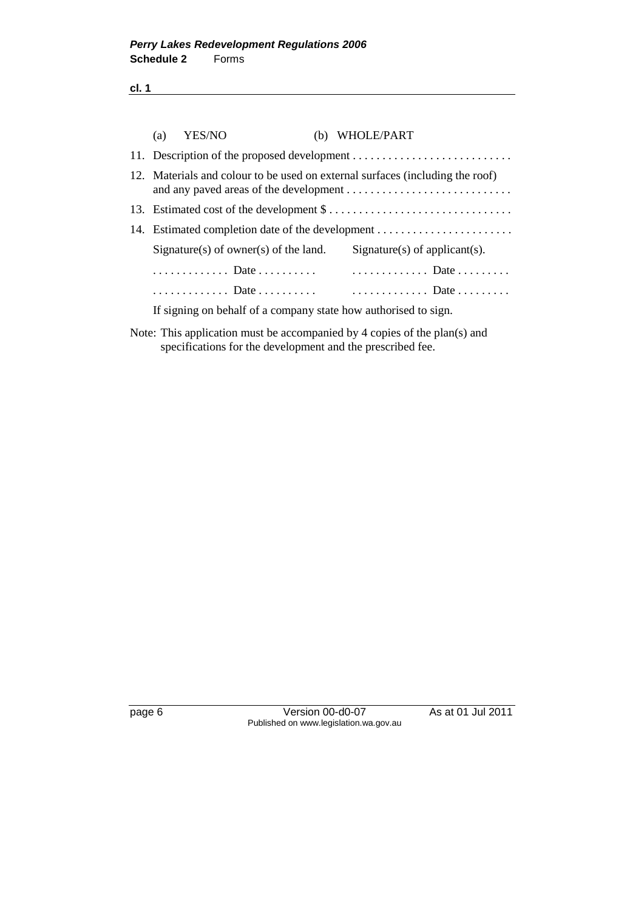(a) YES/NO (b) WHOLE/PART

11. Description of the proposed development . . . . . . . . . . . . . . . . . . . . . . . . . . .
12. Materials and colour to be used on external surfaces (including the roof) and any paved areas of the development . . . . . . . . . . . . . . . . . . . . . . . . . . . .
13. Estimated cost of the development $ . . . . . . . . . . . . . . . . . . . . . . . . . . . . . .
14. Estimated completion date of the development . . . . . . . . . . . . . . . . . . . . . . .

| Signature(s) of owner(s) of the land. | Signature(s) of applicant(s). |
|---|---|
| . . . . . . . . . . . . . Date . . . . . . . . . . | . . . . . . . . . . . . . Date . . . . . . . . . |
| . . . . . . . . . . . . . Date . . . . . . . . . . | . . . . . . . . . . . . . Date . . . . . . . . . |

If signing on behalf of a company state how authorised to sign.

Note: This application must be accompanied by 4 copies of the plan(s) and specifications for the development and the prescribed fee.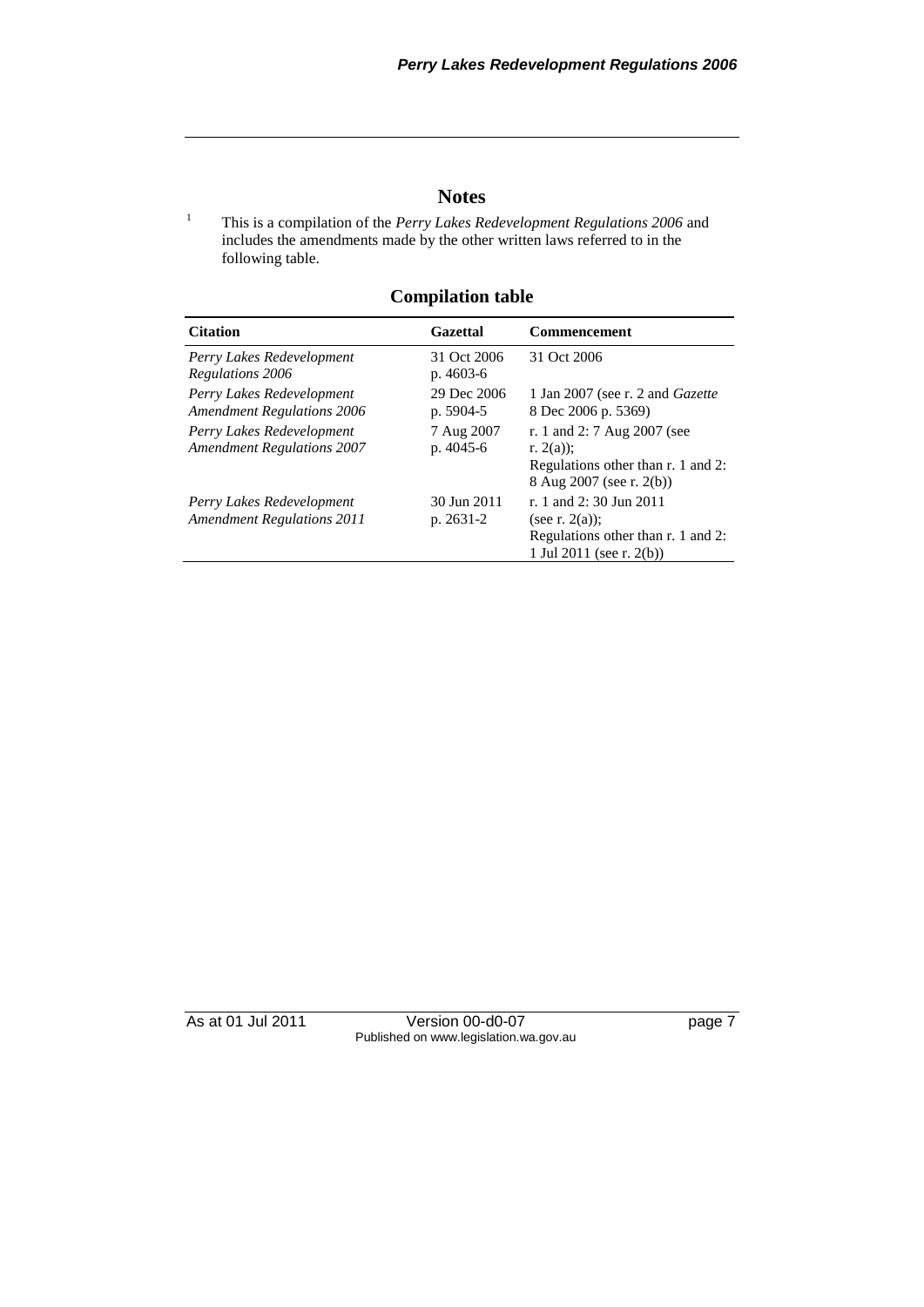## Notes

[1] This is a compilation of the *Perry Lakes Redevelopment Regulations 2006* and includes the amendments made by the other written laws referred to in the following table.

### Compilation table

| Citation | Gazettal | Commencement |
|---|---|---|
| *Perry Lakes Redevelopment Regulations 2006* | 31 Oct 2006 p. 4603-6 | 31 Oct 2006 |
| *Perry Lakes Redevelopment Amendment Regulations 2006* | 29 Dec 2006 p. 5904-5 | 1 Jan 2007 (see r. 2 and *Gazette* 8 Dec 2006 p. 5369) |
| *Perry Lakes Redevelopment Amendment Regulations 2007* | 7 Aug 2007 p. 4045-6 | r. 1 and 2: 7 Aug 2007 (see r. 2(a)); Regulations other than r. 1 and 2: 8 Aug 2007 (see r. 2(b)) |
| *Perry Lakes Redevelopment Amendment Regulations 2011* | 30 Jun 2011 p. 2631-2 | r. 1 and 2: 30 Jun 2011 (see r. 2(a)); Regulations other than r. 1 and 2: 1 Jul 2011 (see r. 2(b)) |